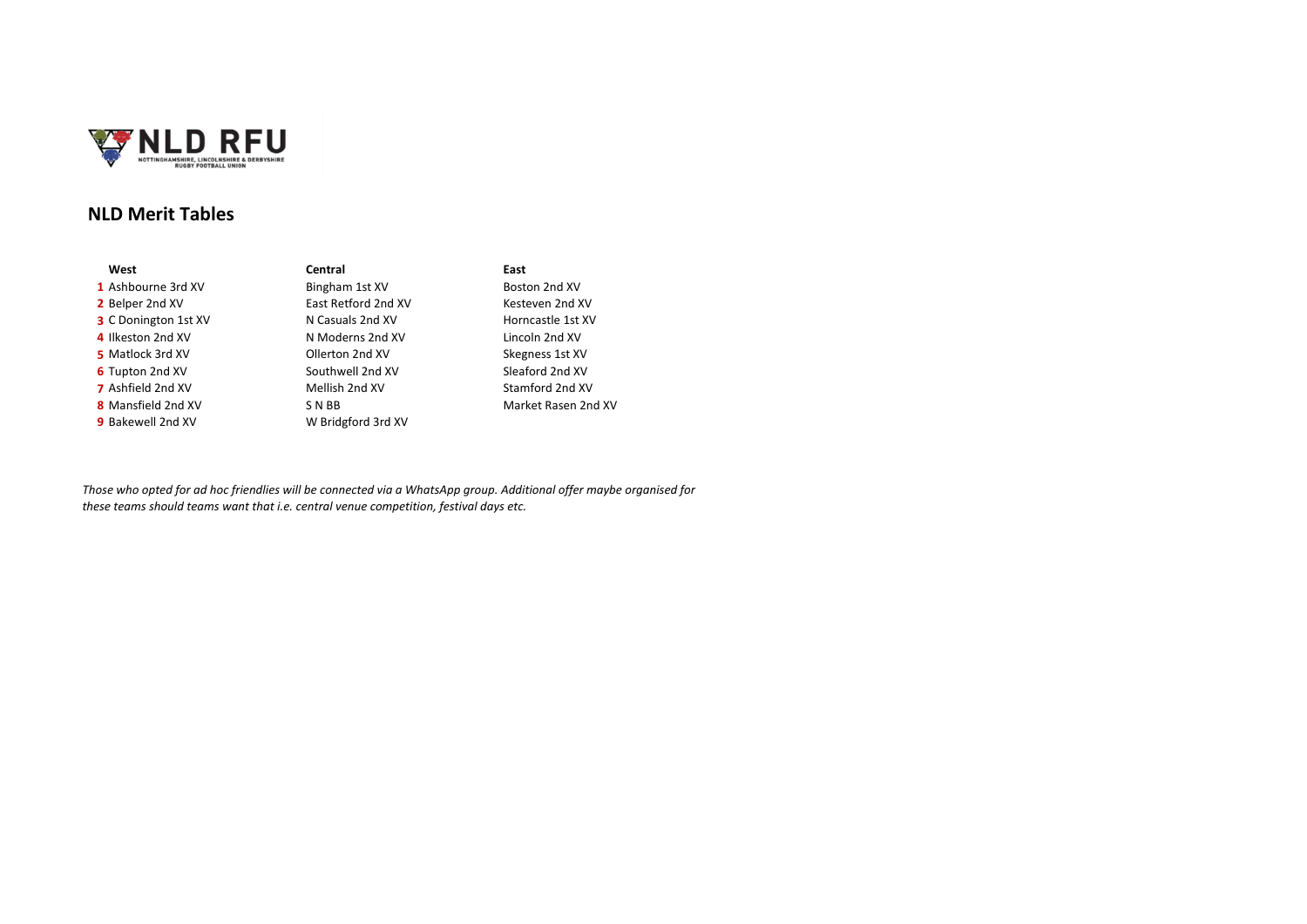NLD RFU

NOTTINGHAMSHIRE, LINCOLNSHIRE & DERBYSHIRE RUGBY FOOTBALL UNION

## NLD Merit Tables

| | West | Central | East |
|---|---|---|---|
| 1 | Ashbourne 3rd XV | Bingham 1st XV | Boston 2nd XV |
| 2 | Belper 2nd XV | East Retford 2nd XV | Kesteven 2nd XV |
| 3 | C Donington 1st XV | N Casuals 2nd XV | Horncastle 1st XV |
| 4 | Ilkeston 2nd XV | N Moderns 2nd XV | Lincoln 2nd XV |
| 5 | Matlock 3rd XV | Ollerton 2nd XV | Skegness 1st XV |
| 6 | Tupton 2nd XV | Southwell 2nd XV | Sleaford 2nd XV |
| 7 | Ashfield 2nd XV | Mellish 2nd XV | Stamford 2nd XV |
| 8 | Mansfield 2nd XV | S N BB | Market Rasen 2nd XV |
| 9 | Bakewell 2nd XV | W Bridgford 3rd XV | |

*Those who opted for ad hoc friendlies will be connected via a WhatsApp group. Additional offer maybe organised for these teams should teams want that i.e. central venue competition, festival days etc.*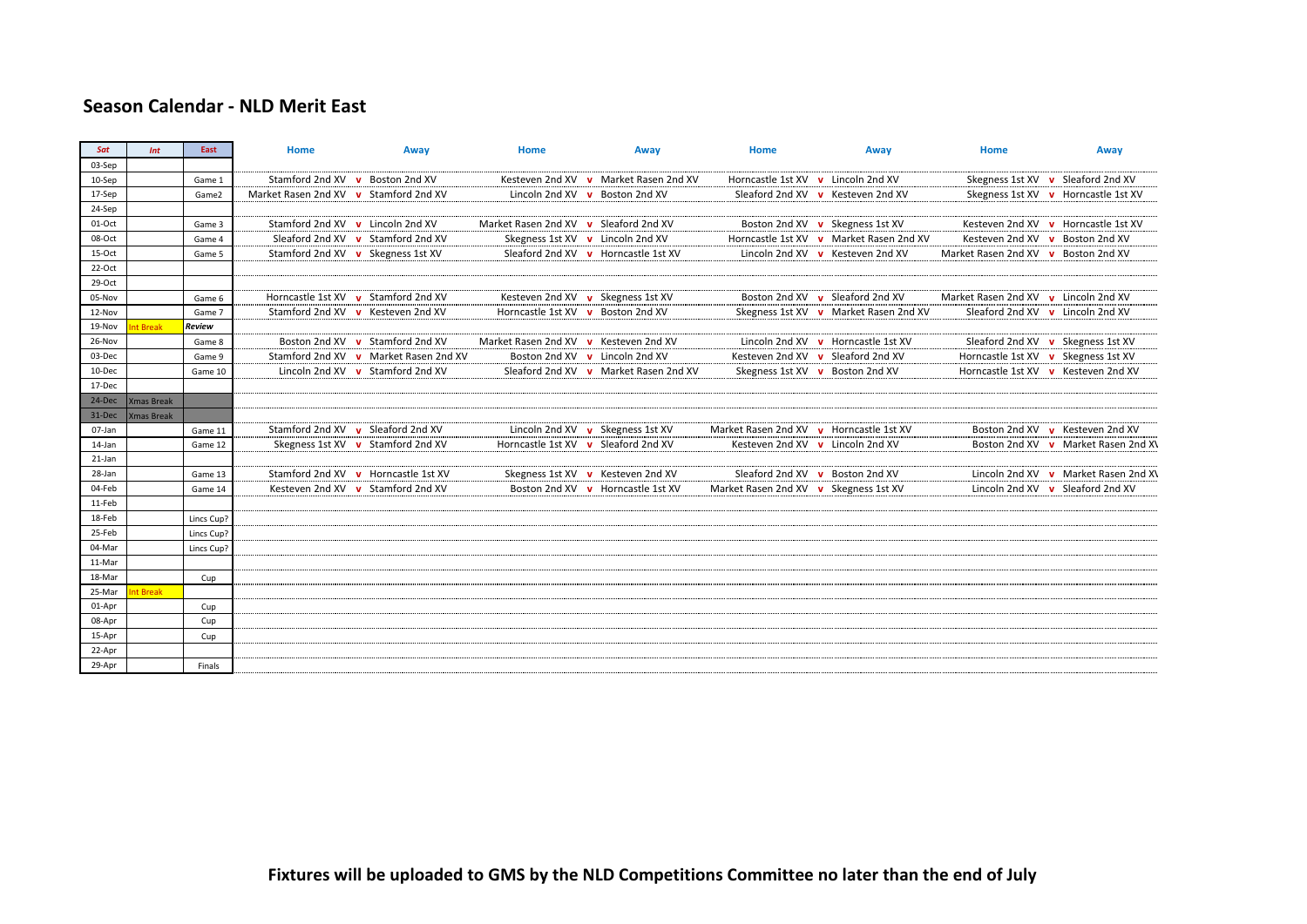## Season Calendar - NLD Merit East

| Sat | Int | East | Home | | Away | Home | | Away | Home | | Away | Home | | Away |
|---|---|---|---|---|---|---|---|---|---|---|---|---|---|---|
| 03-Sep | | | | | | | | | | | | | | |
| 10-Sep | | Game 1 | Stamford 2nd XV | v | Boston 2nd XV | Kesteven 2nd XV | v | Market Rasen 2nd XV | Horncastle 1st XV | v | Lincoln 2nd XV | Skegness 1st XV | v | Sleaford 2nd XV |
| 17-Sep | | Game2 | Market Rasen 2nd XV | v | Stamford 2nd XV | Lincoln 2nd XV | v | Boston 2nd XV | Sleaford 2nd XV | v | Kesteven 2nd XV | Skegness 1st XV | v | Horncastle 1st XV |
| 24-Sep | | | | | | | | | | | | | | |
| 01-Oct | | Game 3 | Stamford 2nd XV | v | Lincoln 2nd XV | Market Rasen 2nd XV | v | Sleaford 2nd XV | Boston 2nd XV | v | Skegness 1st XV | Kesteven 2nd XV | v | Horncastle 1st XV |
| 08-Oct | | Game 4 | Sleaford 2nd XV | v | Stamford 2nd XV | Skegness 1st XV | v | Lincoln 2nd XV | Horncastle 1st XV | v | Market Rasen 2nd XV | Kesteven 2nd XV | v | Boston 2nd XV |
| 15-Oct | | Game 5 | Stamford 2nd XV | v | Skegness 1st XV | Sleaford 2nd XV | v | Horncastle 1st XV | Lincoln 2nd XV | v | Kesteven 2nd XV | Market Rasen 2nd XV | v | Boston 2nd XV |
| 22-Oct | | | | | | | | | | | | | | |
| 29-Oct | | | | | | | | | | | | | | |
| 05-Nov | | Game 6 | Horncastle 1st XV | v | Stamford 2nd XV | Kesteven 2nd XV | v | Skegness 1st XV | Boston 2nd XV | v | Sleaford 2nd XV | Market Rasen 2nd XV | v | Lincoln 2nd XV |
| 12-Nov | | Game 7 | Stamford 2nd XV | v | Kesteven 2nd XV | Horncastle 1st XV | v | Boston 2nd XV | Skegness 1st XV | v | Market Rasen 2nd XV | Sleaford 2nd XV | v | Lincoln 2nd XV |
| 19-Nov | Int Break | *Review* | | | | | | | | | | | | |
| 26-Nov | | Game 8 | Boston 2nd XV | v | Stamford 2nd XV | Market Rasen 2nd XV | v | Kesteven 2nd XV | Lincoln 2nd XV | v | Horncastle 1st XV | Sleaford 2nd XV | v | Skegness 1st XV |
| 03-Dec | | Game 9 | Stamford 2nd XV | v | Market Rasen 2nd XV | Boston 2nd XV | v | Lincoln 2nd XV | Kesteven 2nd XV | v | Sleaford 2nd XV | Horncastle 1st XV | v | Skegness 1st XV |
| 10-Dec | | Game 10 | Lincoln 2nd XV | v | Stamford 2nd XV | Sleaford 2nd XV | v | Market Rasen 2nd XV | Skegness 1st XV | v | Boston 2nd XV | Horncastle 1st XV | v | Kesteven 2nd XV |
| 17-Dec | | | | | | | | | | | | | | |
| 24-Dec | Xmas Break | | | | | | | | | | | | | |
| 31-Dec | Xmas Break | | | | | | | | | | | | | |
| 07-Jan | | Game 11 | Stamford 2nd XV | v | Sleaford 2nd XV | Lincoln 2nd XV | v | Skegness 1st XV | Market Rasen 2nd XV | v | Horncastle 1st XV | Boston 2nd XV | v | Kesteven 2nd XV |
| 14-Jan | | Game 12 | Skegness 1st XV | v | Stamford 2nd XV | Horncastle 1st XV | v | Sleaford 2nd XV | Kesteven 2nd XV | v | Lincoln 2nd XV | Boston 2nd XV | v | Market Rasen 2nd X\ |
| 21-Jan | | | | | | | | | | | | | | |
| 28-Jan | | Game 13 | Stamford 2nd XV | v | Horncastle 1st XV | Skegness 1st XV | v | Kesteven 2nd XV | Sleaford 2nd XV | v | Boston 2nd XV | Lincoln 2nd XV | v | Market Rasen 2nd X\ |
| 04-Feb | | Game 14 | Kesteven 2nd XV | v | Stamford 2nd XV | Boston 2nd XV | v | Horncastle 1st XV | Market Rasen 2nd XV | v | Skegness 1st XV | Lincoln 2nd XV | v | Sleaford 2nd XV |
| 11-Feb | | | | | | | | | | | | | | |
| 18-Feb | | Lincs Cup? | | | | | | | | | | | | |
| 25-Feb | | Lincs Cup? | | | | | | | | | | | | |
| 04-Mar | | Lincs Cup? | | | | | | | | | | | | |
| 11-Mar | | | | | | | | | | | | | | |
| 18-Mar | | Cup | | | | | | | | | | | | |
| 25-Mar | Int Break | | | | | | | | | | | | | |
| 01-Apr | | Cup | | | | | | | | | | | | |
| 08-Apr | | Cup | | | | | | | | | | | | |
| 15-Apr | | Cup | | | | | | | | | | | | |
| 22-Apr | | | | | | | | | | | | | | |
| 29-Apr | | Finals | | | | | | | | | | | | |

**Fixtures will be uploaded to GMS by the NLD Competitions Committee no later than the end of July**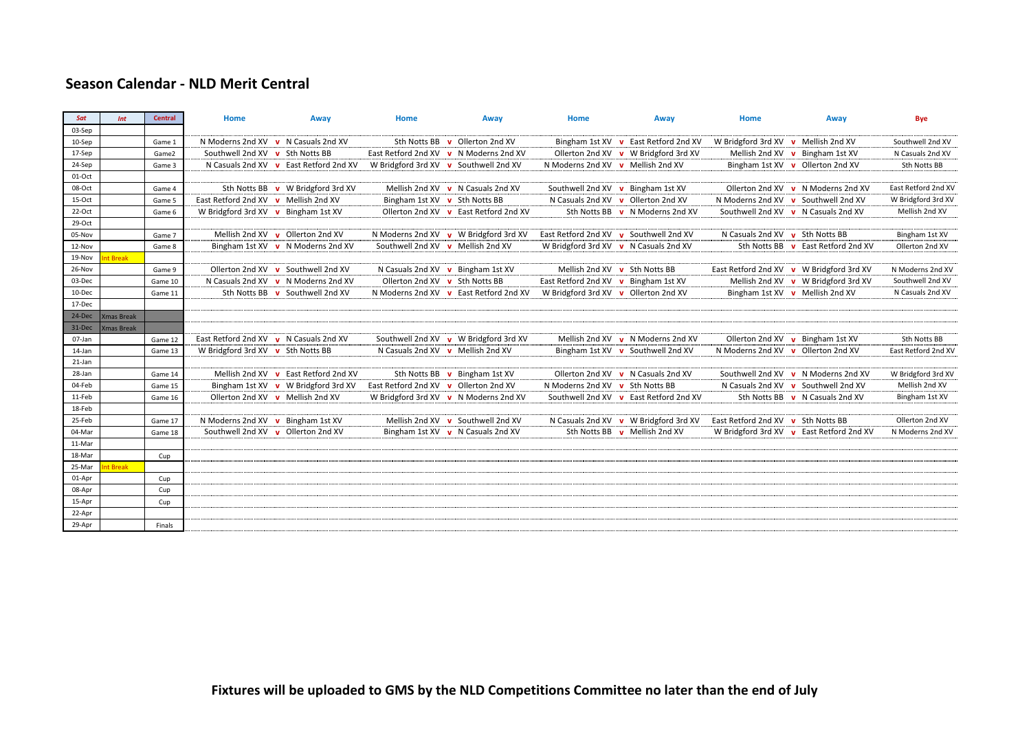## Season Calendar - NLD Merit Central

| Sat | Int | Central | Home | | Away | Home | | Away | Home | | Away | Home | | Away | Bye |
|---|---|---|---|---|---|---|---|---|---|---|---|---|---|---|---|
| 03-Sep | | | | | | | | | | | | | | | |
| 10-Sep | | Game 1 | N Moderns 2nd XV | v | N Casuals 2nd XV | Sth Notts BB | v | Ollerton 2nd XV | Bingham 1st XV | v | East Retford 2nd XV | W Bridgford 3rd XV | v | Mellish 2nd XV | Southwell 2nd XV |
| 17-Sep | | Game2 | Southwell 2nd XV | v | Sth Notts BB | East Retford 2nd XV | v | N Moderns 2nd XV | Ollerton 2nd XV | v | W Bridgford 3rd XV | Mellish 2nd XV | v | Bingham 1st XV | N Casuals 2nd XV |
| 24-Sep | | Game 3 | N Casuals 2nd XV | v | East Retford 2nd XV | W Bridgford 3rd XV | v | Southwell 2nd XV | N Moderns 2nd XV | v | Mellish 2nd XV | Bingham 1st XV | v | Ollerton 2nd XV | Sth Notts BB |
| 01-Oct | | | | | | | | | | | | | | | |
| 08-Oct | | Game 4 | Sth Notts BB | v | W Bridgford 3rd XV | Mellish 2nd XV | v | N Casuals 2nd XV | Southwell 2nd XV | v | Bingham 1st XV | Ollerton 2nd XV | v | N Moderns 2nd XV | East Retford 2nd XV |
| 15-Oct | | Game 5 | East Retford 2nd XV | v | Mellish 2nd XV | Bingham 1st XV | v | Sth Notts BB | N Casuals 2nd XV | v | Ollerton 2nd XV | N Moderns 2nd XV | v | Southwell 2nd XV | W Bridgford 3rd XV |
| 22-Oct | | Game 6 | W Bridgford 3rd XV | v | Bingham 1st XV | Ollerton 2nd XV | v | East Retford 2nd XV | Sth Notts BB | v | N Moderns 2nd XV | Southwell 2nd XV | v | N Casuals 2nd XV | Mellish 2nd XV |
| 29-Oct | | | | | | | | | | | | | | | |
| 05-Nov | | Game 7 | Mellish 2nd XV | v | Ollerton 2nd XV | N Moderns 2nd XV | v | W Bridgford 3rd XV | East Retford 2nd XV | v | Southwell 2nd XV | N Casuals 2nd XV | v | Sth Notts BB | Bingham 1st XV |
| 12-Nov | | Game 8 | Bingham 1st XV | v | N Moderns 2nd XV | Southwell 2nd XV | v | Mellish 2nd XV | W Bridgford 3rd XV | v | N Casuals 2nd XV | Sth Notts BB | v | East Retford 2nd XV | Ollerton 2nd XV |
| 19-Nov | Int Break | | | | | | | | | | | | | | |
| 26-Nov | | Game 9 | Ollerton 2nd XV | v | Southwell 2nd XV | N Casuals 2nd XV | v | Bingham 1st XV | Mellish 2nd XV | v | Sth Notts BB | East Retford 2nd XV | v | W Bridgford 3rd XV | N Moderns 2nd XV |
| 03-Dec | | Game 10 | N Casuals 2nd XV | v | N Moderns 2nd XV | Ollerton 2nd XV | v | Sth Notts BB | East Retford 2nd XV | v | Bingham 1st XV | Mellish 2nd XV | v | W Bridgford 3rd XV | Southwell 2nd XV |
| 10-Dec | | Game 11 | Sth Notts BB | v | Southwell 2nd XV | N Moderns 2nd XV | v | East Retford 2nd XV | W Bridgford 3rd XV | v | Ollerton 2nd XV | Bingham 1st XV | v | Mellish 2nd XV | N Casuals 2nd XV |
| 17-Dec | | | | | | | | | | | | | | | |
| 24-Dec | Xmas Break | | | | | | | | | | | | | | |
| 31-Dec | Xmas Break | | | | | | | | | | | | | | |
| 07-Jan | | Game 12 | East Retford 2nd XV | v | N Casuals 2nd XV | Southwell 2nd XV | v | W Bridgford 3rd XV | Mellish 2nd XV | v | N Moderns 2nd XV | Ollerton 2nd XV | v | Bingham 1st XV | Sth Notts BB |
| 14-Jan | | Game 13 | W Bridgford 3rd XV | v | Sth Notts BB | N Casuals 2nd XV | v | Mellish 2nd XV | Bingham 1st XV | v | Southwell 2nd XV | N Moderns 2nd XV | v | Ollerton 2nd XV | East Retford 2nd XV |
| 21-Jan | | | | | | | | | | | | | | | |
| 28-Jan | | Game 14 | Mellish 2nd XV | v | East Retford 2nd XV | Sth Notts BB | v | Bingham 1st XV | Ollerton 2nd XV | v | N Casuals 2nd XV | Southwell 2nd XV | v | N Moderns 2nd XV | W Bridgford 3rd XV |
| 04-Feb | | Game 15 | Bingham 1st XV | v | W Bridgford 3rd XV | East Retford 2nd XV | v | Ollerton 2nd XV | N Moderns 2nd XV | v | Sth Notts BB | N Casuals 2nd XV | v | Southwell 2nd XV | Mellish 2nd XV |
| 11-Feb | | Game 16 | Ollerton 2nd XV | v | Mellish 2nd XV | W Bridgford 3rd XV | v | N Moderns 2nd XV | Southwell 2nd XV | v | East Retford 2nd XV | Sth Notts BB | v | N Casuals 2nd XV | Bingham 1st XV |
| 18-Feb | | | | | | | | | | | | | | | |
| 25-Feb | | Game 17 | N Moderns 2nd XV | v | Bingham 1st XV | Mellish 2nd XV | v | Southwell 2nd XV | N Casuals 2nd XV | v | W Bridgford 3rd XV | East Retford 2nd XV | v | Sth Notts BB | Ollerton 2nd XV |
| 04-Mar | | Game 18 | Southwell 2nd XV | v | Ollerton 2nd XV | Bingham 1st XV | v | N Casuals 2nd XV | Sth Notts BB | v | Mellish 2nd XV | W Bridgford 3rd XV | v | East Retford 2nd XV | N Moderns 2nd XV |
| 11-Mar | | | | | | | | | | | | | | | |
| 18-Mar | | Cup | | | | | | | | | | | | | |
| 25-Mar | Int Break | | | | | | | | | | | | | | |
| 01-Apr | | Cup | | | | | | | | | | | | | |
| 08-Apr | | Cup | | | | | | | | | | | | | |
| 15-Apr | | Cup | | | | | | | | | | | | | |
| 22-Apr | | | | | | | | | | | | | | | |
| 29-Apr | | Finals | | | | | | | | | | | | | |

**Fixtures will be uploaded to GMS by the NLD Competitions Committee no later than the end of July**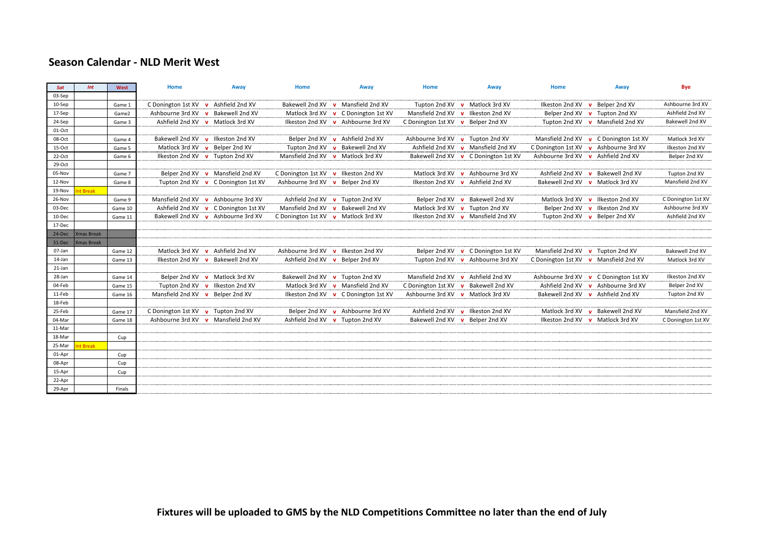## Season Calendar - NLD Merit West

| Sat | Int | West | Home | | Away | Home | | Away | Home | | Away | Home | | Away | Bye |
|---|---|---|---|---|---|---|---|---|---|---|---|---|---|---|---|
| 03-Sep | | | | | | | | | | | | | | | |
| 10-Sep | | Game 1 | C Donington 1st XV | v | Ashfield 2nd XV | Bakewell 2nd XV | v | Mansfield 2nd XV | Tupton 2nd XV | v | Matlock 3rd XV | Ilkeston 2nd XV | v | Belper 2nd XV | Ashbourne 3rd XV |
| 17-Sep | | Game2 | Ashbourne 3rd XV | v | Bakewell 2nd XV | Matlock 3rd XV | v | C Donington 1st XV | Mansfield 2nd XV | v | Ilkeston 2nd XV | Belper 2nd XV | v | Tupton 2nd XV | Ashfield 2nd XV |
| 24-Sep | | Game 3 | Ashfield 2nd XV | v | Matlock 3rd XV | Ilkeston 2nd XV | v | Ashbourne 3rd XV | C Donington 1st XV | v | Belper 2nd XV | Tupton 2nd XV | v | Mansfield 2nd XV | Bakewell 2nd XV |
| 01-Oct | | | | | | | | | | | | | | | |
| 08-Oct | | Game 4 | Bakewell 2nd XV | v | Ilkeston 2nd XV | Belper 2nd XV | v | Ashfield 2nd XV | Ashbourne 3rd XV | v | Tupton 2nd XV | Mansfield 2nd XV | v | C Donington 1st XV | Matlock 3rd XV |
| 15-Oct | | Game 5 | Matlock 3rd XV | v | Belper 2nd XV | Tupton 2nd XV | v | Bakewell 2nd XV | Ashfield 2nd XV | v | Mansfield 2nd XV | C Donington 1st XV | v | Ashbourne 3rd XV | Ilkeston 2nd XV |
| 22-Oct | | Game 6 | Ilkeston 2nd XV | v | Tupton 2nd XV | Mansfield 2nd XV | v | Matlock 3rd XV | Bakewell 2nd XV | v | C Donington 1st XV | Ashbourne 3rd XV | v | Ashfield 2nd XV | Belper 2nd XV |
| 29-Oct | | | | | | | | | | | | | | | |
| 05-Nov | | Game 7 | Belper 2nd XV | v | Mansfield 2nd XV | C Donington 1st XV | v | Ilkeston 2nd XV | Matlock 3rd XV | v | Ashbourne 3rd XV | Ashfield 2nd XV | v | Bakewell 2nd XV | Tupton 2nd XV |
| 12-Nov | | Game 8 | Tupton 2nd XV | v | C Donington 1st XV | Ashbourne 3rd XV | v | Belper 2nd XV | Ilkeston 2nd XV | v | Ashfield 2nd XV | Bakewell 2nd XV | v | Matlock 3rd XV | Mansfield 2nd XV |
| 19-Nov | Int Break | | | | | | | | | | | | | | |
| 26-Nov | | Game 9 | Mansfield 2nd XV | v | Ashbourne 3rd XV | Ashfield 2nd XV | v | Tupton 2nd XV | Belper 2nd XV | v | Bakewell 2nd XV | Matlock 3rd XV | v | Ilkeston 2nd XV | C Donington 1st XV |
| 03-Dec | | Game 10 | Ashfield 2nd XV | v | C Donington 1st XV | Mansfield 2nd XV | v | Bakewell 2nd XV | Matlock 3rd XV | v | Tupton 2nd XV | Belper 2nd XV | v | Ilkeston 2nd XV | Ashbourne 3rd XV |
| 10-Dec | | Game 11 | Bakewell 2nd XV | v | Ashbourne 3rd XV | C Donington 1st XV | v | Matlock 3rd XV | Ilkeston 2nd XV | v | Mansfield 2nd XV | Tupton 2nd XV | v | Belper 2nd XV | Ashfield 2nd XV |
| 17-Dec | | | | | | | | | | | | | | | |
| 24-Dec | Xmas Break | | | | | | | | | | | | | | |
| 31-Dec | Xmas Break | | | | | | | | | | | | | | |
| 07-Jan | | Game 12 | Matlock 3rd XV | v | Ashfield 2nd XV | Ashbourne 3rd XV | v | Ilkeston 2nd XV | Belper 2nd XV | v | C Donington 1st XV | Mansfield 2nd XV | v | Tupton 2nd XV | Bakewell 2nd XV |
| 14-Jan | | Game 13 | Ilkeston 2nd XV | v | Bakewell 2nd XV | Ashfield 2nd XV | v | Belper 2nd XV | Tupton 2nd XV | v | Ashbourne 3rd XV | C Donington 1st XV | v | Mansfield 2nd XV | Matlock 3rd XV |
| 21-Jan | | | | | | | | | | | | | | | |
| 28-Jan | | Game 14 | Belper 2nd XV | v | Matlock 3rd XV | Bakewell 2nd XV | v | Tupton 2nd XV | Mansfield 2nd XV | v | Ashfield 2nd XV | Ashbourne 3rd XV | v | C Donington 1st XV | Ilkeston 2nd XV |
| 04-Feb | | Game 15 | Tupton 2nd XV | v | Ilkeston 2nd XV | Matlock 3rd XV | v | Mansfield 2nd XV | C Donington 1st XV | v | Bakewell 2nd XV | Ashfield 2nd XV | v | Ashbourne 3rd XV | Belper 2nd XV |
| 11-Feb | | Game 16 | Mansfield 2nd XV | v | Belper 2nd XV | Ilkeston 2nd XV | v | C Donington 1st XV | Ashbourne 3rd XV | v | Matlock 3rd XV | Bakewell 2nd XV | v | Ashfield 2nd XV | Tupton 2nd XV |
| 18-Feb | | | | | | | | | | | | | | | |
| 25-Feb | | Game 17 | C Donington 1st XV | v | Tupton 2nd XV | Belper 2nd XV | v | Ashbourne 3rd XV | Ashfield 2nd XV | v | Ilkeston 2nd XV | Matlock 3rd XV | v | Bakewell 2nd XV | Mansfield 2nd XV |
| 04-Mar | | Game 18 | Ashbourne 3rd XV | v | Mansfield 2nd XV | Ashfield 2nd XV | v | Tupton 2nd XV | Bakewell 2nd XV | v | Belper 2nd XV | Ilkeston 2nd XV | v | Matlock 3rd XV | C Donington 1st XV |
| 11-Mar | | | | | | | | | | | | | | | |
| 18-Mar | | Cup | | | | | | | | | | | | | |
| 25-Mar | Int Break | | | | | | | | | | | | | | |
| 01-Apr | | Cup | | | | | | | | | | | | | |
| 08-Apr | | Cup | | | | | | | | | | | | | |
| 15-Apr | | Cup | | | | | | | | | | | | | |
| 22-Apr | | | | | | | | | | | | | | | |
| 29-Apr | | Finals | | | | | | | | | | | | | |

**Fixtures will be uploaded to GMS by the NLD Competitions Committee no later than the end of July**